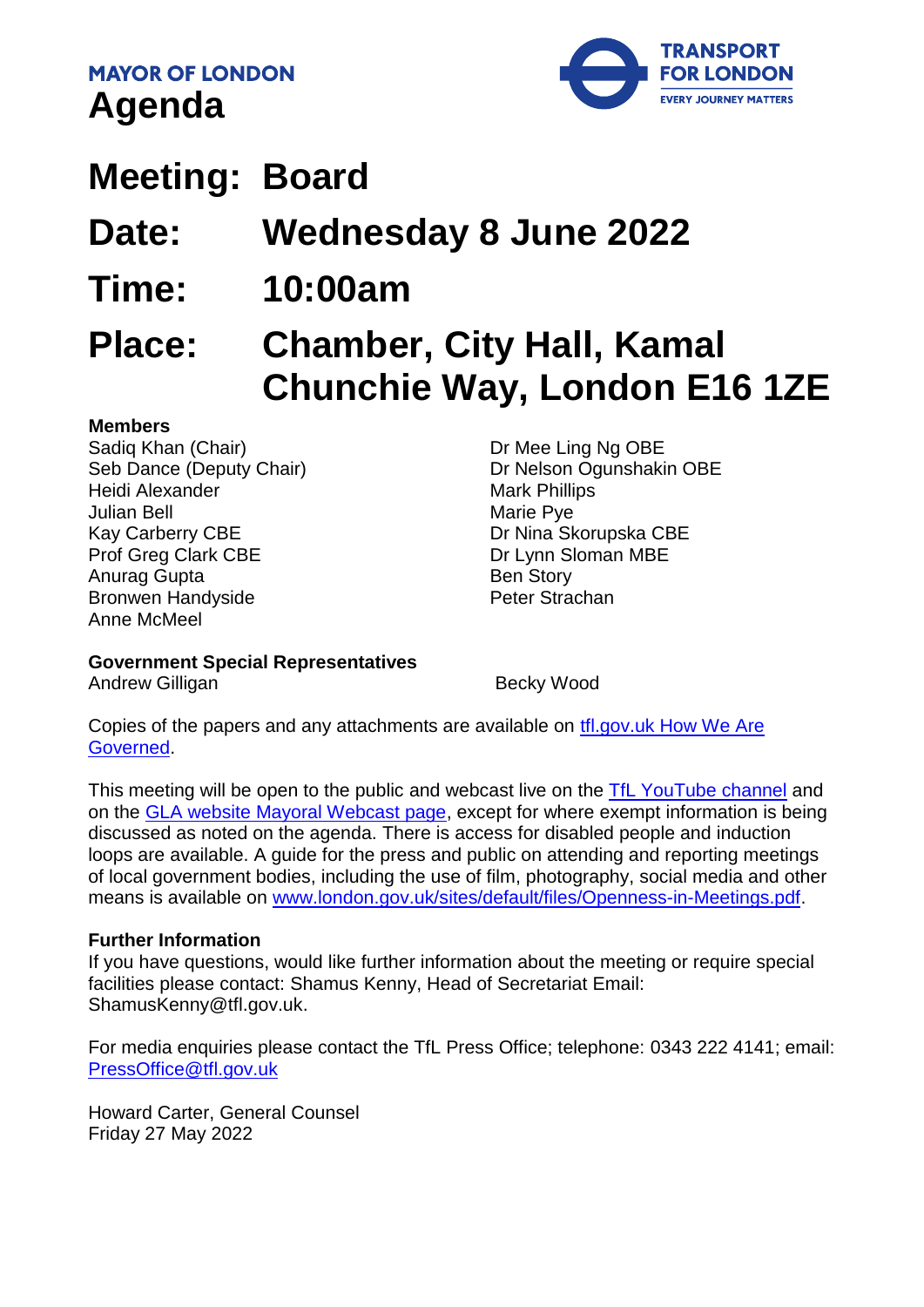**MAYOR OF LONDON**

# Agenda

TRANSPORT FOR LONDON
EVERY JOURNEY MATTERS

## Meeting: Board

## Date: Wednesday 8 June 2022

## Time: 10:00am

## Place: Chamber, City Hall, Kamal Chunchie Way, London E16 1ZE

**Members**

Sadiq Khan (Chair)
Seb Dance (Deputy Chair)
Heidi Alexander
Julian Bell
Kay Carberry CBE
Prof Greg Clark CBE
Anurag Gupta
Bronwen Handyside
Anne McMeel
Dr Mee Ling Ng OBE
Dr Nelson Ogunshakin OBE
Mark Phillips
Marie Pye
Dr Nina Skorupska CBE
Dr Lynn Sloman MBE
Ben Story
Peter Strachan

**Government Special Representatives**

Andrew Gilligan
Becky Wood

Copies of the papers and any attachments are available on [tfl.gov.uk How We Are Governed](tfl.gov.uk How We Are Governed).

This meeting will be open to the public and webcast live on the [TfL YouTube channel](TfL YouTube channel) and on the [GLA website Mayoral Webcast page](GLA website Mayoral Webcast page), except for where exempt information is being discussed as noted on the agenda. There is access for disabled people and induction loops are available. A guide for the press and public on attending and reporting meetings of local government bodies, including the use of film, photography, social media and other means is available on [www.london.gov.uk/sites/default/files/Openness-in-Meetings.pdf](www.london.gov.uk/sites/default/files/Openness-in-Meetings.pdf).

**Further Information**

If you have questions, would like further information about the meeting or require special facilities please contact: Shamus Kenny, Head of Secretariat Email: ShamusKenny@tfl.gov.uk.

For media enquiries please contact the TfL Press Office; telephone: 0343 222 4141; email: [PressOffice@tfl.gov.uk](PressOffice@tfl.gov.uk)

Howard Carter, General Counsel
Friday 27 May 2022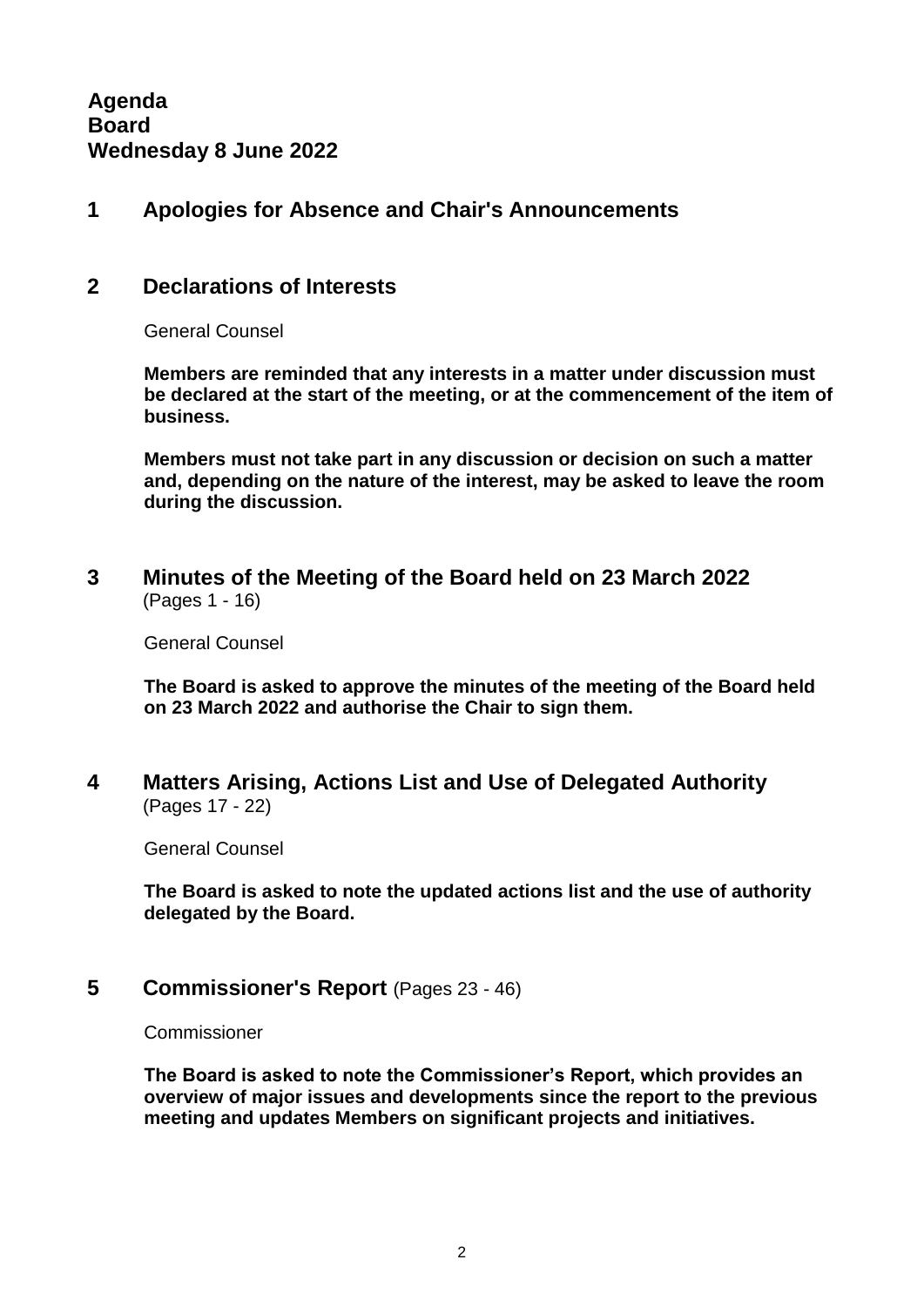**Agenda**
**Board**
**Wednesday 8 June 2022**

## 1 Apologies for Absence and Chair's Announcements

## 2 Declarations of Interests

General Counsel

**Members are reminded that any interests in a matter under discussion must be declared at the start of the meeting, or at the commencement of the item of business.**

**Members must not take part in any discussion or decision on such a matter and, depending on the nature of the interest, may be asked to leave the room during the discussion.**

## 3 Minutes of the Meeting of the Board held on 23 March 2022

(Pages 1 - 16)

General Counsel

**The Board is asked to approve the minutes of the meeting of the Board held on 23 March 2022 and authorise the Chair to sign them.**

## 4 Matters Arising, Actions List and Use of Delegated Authority

(Pages 17 - 22)

General Counsel

**The Board is asked to note the updated actions list and the use of authority delegated by the Board.**

## 5 Commissioner's Report (Pages 23 - 46)

Commissioner

**The Board is asked to note the Commissioner's Report, which provides an overview of major issues and developments since the report to the previous meeting and updates Members on significant projects and initiatives.**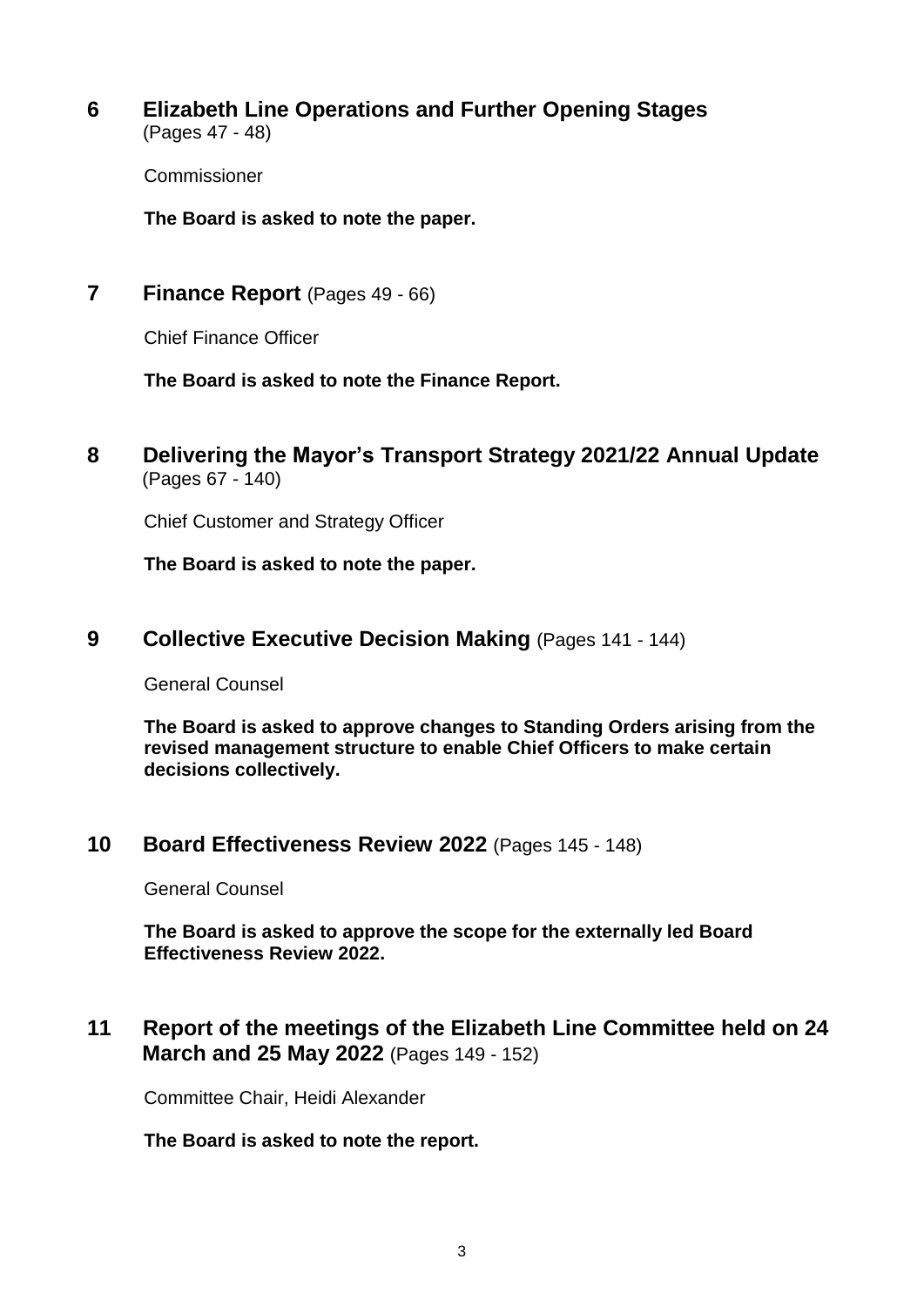## 6 Elizabeth Line Operations and Further Opening Stages

(Pages 47 - 48)

Commissioner

**The Board is asked to note the paper.**

## 7 Finance Report (Pages 49 - 66)

Chief Finance Officer

**The Board is asked to note the Finance Report.**

## 8 Delivering the Mayor's Transport Strategy 2021/22 Annual Update

(Pages 67 - 140)

Chief Customer and Strategy Officer

**The Board is asked to note the paper.**

## 9 Collective Executive Decision Making (Pages 141 - 144)

General Counsel

**The Board is asked to approve changes to Standing Orders arising from the revised management structure to enable Chief Officers to make certain decisions collectively.**

## 10 Board Effectiveness Review 2022 (Pages 145 - 148)

General Counsel

**The Board is asked to approve the scope for the externally led Board Effectiveness Review 2022.**

## 11 Report of the meetings of the Elizabeth Line Committee held on 24 March and 25 May 2022 (Pages 149 - 152)

Committee Chair, Heidi Alexander

**The Board is asked to note the report.**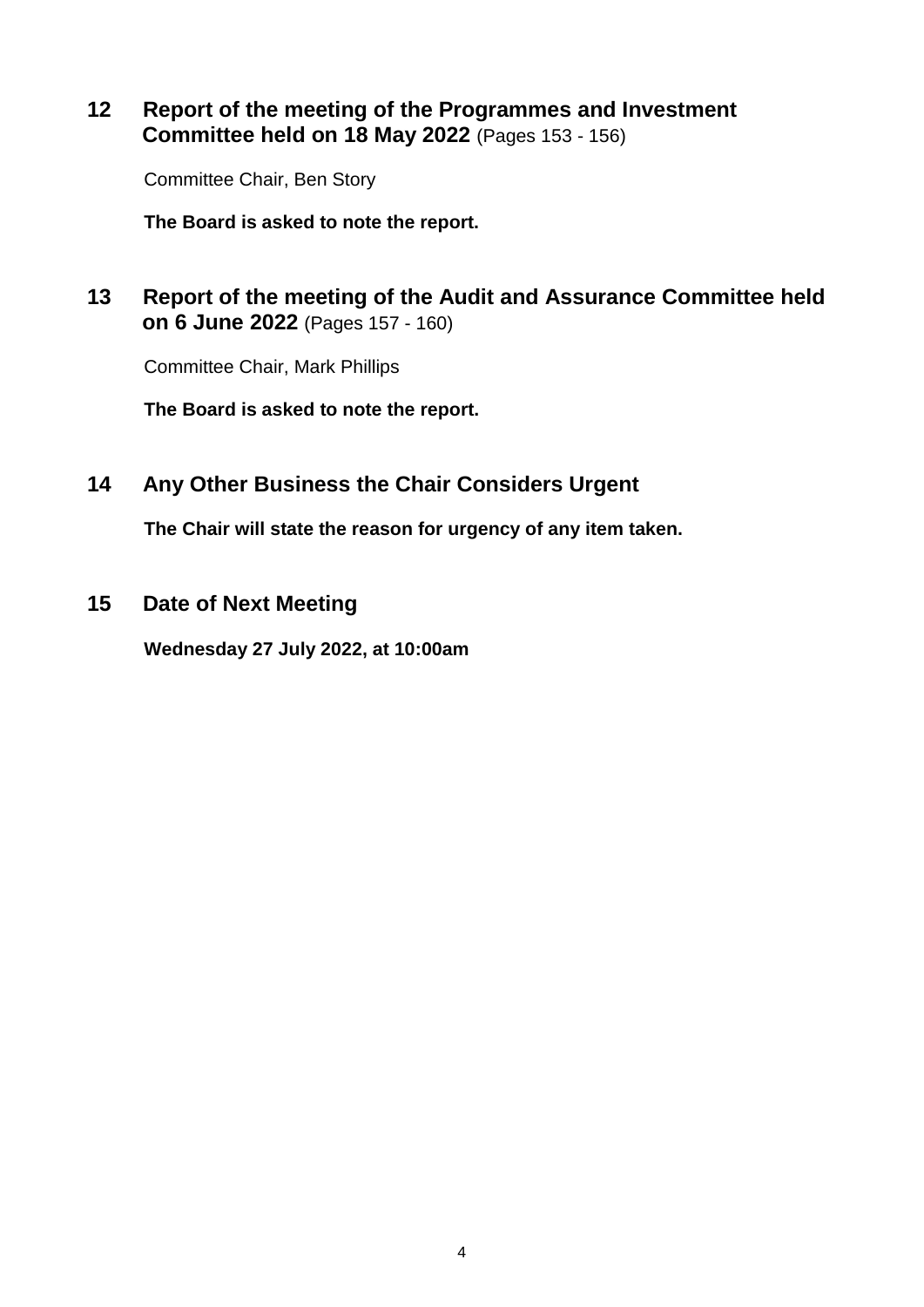## 12 Report of the meeting of the Programmes and Investment Committee held on 18 May 2022 (Pages 153 - 156)

Committee Chair, Ben Story

**The Board is asked to note the report.**

## 13 Report of the meeting of the Audit and Assurance Committee held on 6 June 2022 (Pages 157 - 160)

Committee Chair, Mark Phillips

**The Board is asked to note the report.**

## 14 Any Other Business the Chair Considers Urgent

**The Chair will state the reason for urgency of any item taken.**

## 15 Date of Next Meeting

**Wednesday 27 July 2022, at 10:00am**